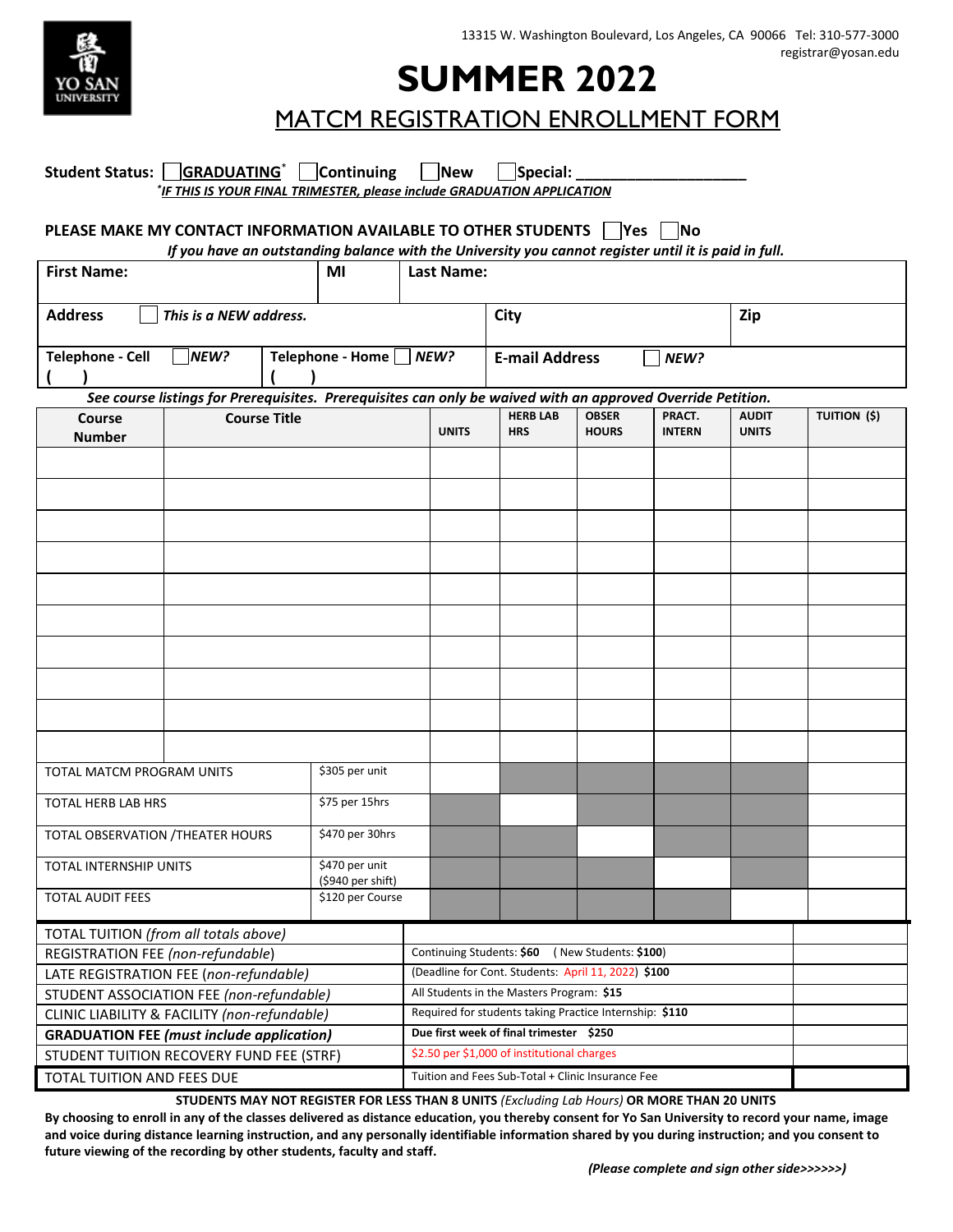YO SAN UNIVERSITY

13315 W. Washington Boulevard, Los Angeles, CA 90066 Tel: 310-577-3000
registrar@yosan.edu

# SUMMER 2022

## MATCM REGISTRATION ENROLLMENT FORM

**Student Status:** ☐ **GRADUATING*** ☐ **Continuing** ☐ **New** ☐ **Special: ___________________**

**IF THIS IS YOUR FINAL TRIMESTER, please include GRADUATION APPLICATION*

**PLEASE MAKE MY CONTACT INFORMATION AVAILABLE TO OTHER STUDENTS** ☐ **Yes** ☐ **No**

***If you have an outstanding balance with the University you cannot register until it is paid in full.***

| | | | | |
|---|---|---|---|---|
| **First Name:** | **MI** | **Last Name:** | | |
| **Address** ☐ ***This is a NEW address.*** | | **City** | | **Zip** |
| **Telephone - Cell** ☐ ***NEW?*** ( ) | **Telephone - Home** ☐ ***NEW?*** ( ) | **E-mail Address** ☐ ***NEW?*** | | |

***See course listings for Prerequisites. Prerequisites can only be waived with an approved Override Petition.***

| Course Number | Course Title | | UNITS | HERB LAB HRS | OBSER HOURS | PRACT. INTERN | AUDIT UNITS | TUITION ($) |
|---|---|---|---|---|---|---|---|---|
| | | | | | | | | |
| | | | | | | | | |
| | | | | | | | | |
| | | | | | | | | |
| | | | | | | | | |
| | | | | | | | | |
| | | | | | | | | |
| | | | | | | | | |
| | | | | | | | | |
| | | | | | | | | |
| TOTAL MATCM PROGRAM UNITS | | $305 per unit | | | | | | |
| TOTAL HERB LAB HRS | | $75 per 15hrs | | | | | | |
| TOTAL OBSERVATION /THEATER HOURS | | $470 per 30hrs | | | | | | |
| TOTAL INTERNSHIP UNITS | | $470 per unit ($940 per shift) | | | | | | |
| TOTAL AUDIT FEES | | $120 per Course | | | | | | |

| | | |
|---|---|---|
| TOTAL TUITION *(from all totals above)* | | |
| REGISTRATION FEE *(non-refundable)* | Continuing Students: **$60** ( New Students: **$100**) | |
| LATE REGISTRATION FEE *(non-refundable)* | (Deadline for Cont. Students: April 11, 2022) **$100** | |
| STUDENT ASSOCIATION FEE *(non-refundable)* | All Students in the Masters Program: **$15** | |
| CLINIC LIABILITY & FACILITY *(non-refundable)* | Required for students taking Practice Internship: **$110** | |
| **GRADUATION FEE *(must include application)*** | **Due first week of final trimester $250** | |
| STUDENT TUITION RECOVERY FUND FEE (STRF) | $2.50 per $1,000 of institutional charges | |
| TOTAL TUITION AND FEES DUE | Tuition and Fees Sub-Total + Clinic Insurance Fee | |

**STUDENTS MAY NOT REGISTER FOR LESS THAN 8 UNITS** *(Excluding Lab Hours)* **OR MORE THAN 20 UNITS**

**By choosing to enroll in any of the classes delivered as distance education, you thereby consent for Yo San University to record your name, image and voice during distance learning instruction, and any personally identifiable information shared by you during instruction; and you consent to future viewing of the recording by other students, faculty and staff.**

***(Please complete and sign other side>>>>>>)***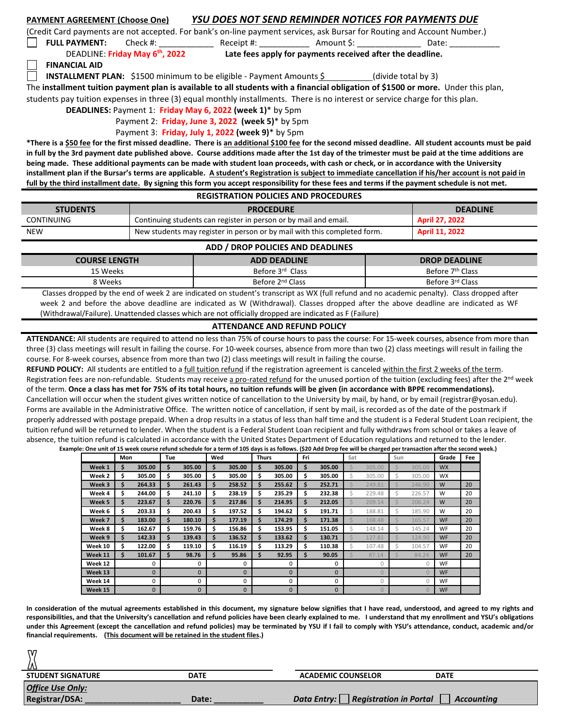**PAYMENT AGREEMENT (Choose One)** ***YSU DOES NOT SEND REMINDER NOTICES FOR PAYMENTS DUE***

(Credit Card payments are not accepted. For bank's on-line payment services, ask Bursar for Routing and Account Number.)

☐ **FULL PAYMENT:** Check #: ___________ Receipt #: __________ Amount $: _____________ Date: __________

DEADLINE: **Friday May 6th, 2022** **Late fees apply for payments received after the deadline.**

☐ **FINANCIAL AID**

☐ **INSTALLMENT PLAN:** $1500 minimum to be eligible - Payment Amounts $__________(divide total by 3)

The **installment tuition payment plan is available to all students with a financial obligation of $1500 or more.** Under this plan, students pay tuition expenses in three (3) equal monthly installments. There is no interest or service charge for this plan.

**DEADLINES:** Payment 1: **Friday May 6, 2022** **(week 1)*** by 5pm
Payment 2: **Friday, June 3, 2022** **(week 5)*** by 5pm
Payment 3: **Friday, July 1, 2022** **(week 9)*** by 5pm

***There is a $50 fee for the first missed deadline. There is an additional $100 fee for the second missed deadline. All student accounts must be paid in full by the 3rd payment date published above. Course additions made after the 1st day of the trimester must be paid at the time additions are being made. These additional payments can be made with student loan proceeds, with cash or check, or in accordance with the University installment plan if the Bursar's terms are applicable. A student's Registration is subject to immediate cancellation if his/her account is not paid in full by the third installment date. By signing this form you accept responsibility for these fees and terms if the payment schedule is not met.**

## REGISTRATION POLICIES AND PROCEDURES

| STUDENTS | PROCEDURE | DEADLINE |
|---|---|---|
| CONTINUING | Continuing students can register in person or by mail and email. | April 27, 2022 |
| NEW | New students may register in person or by mail with this completed form. | April 11, 2022 |

## ADD / DROP POLICIES AND DEADLINES

| COURSE LENGTH | ADD DEADLINE | DROP DEADLINE |
|---|---|---|
| 15 Weeks | Before 3rd Class | Before 7th Class |
| 8 Weeks | Before 2nd Class | Before 3rd Class |

Classes dropped by the end of week 2 are indicated on student's transcript as WX (full refund and no academic penalty). Class dropped after week 2 and before the above deadline are indicated as W (Withdrawal). Classes dropped after the above deadline are indicated as WF (Withdrawal/Failure). Unattended classes which are not officially dropped are indicated as F (Failure)

## ATTENDANCE AND REFUND POLICY

**ATTENDANCE:** All students are required to attend no less than 75% of course hours to pass the course: For 15-week courses, absence from more than three (3) class meetings will result in failing the course. For 10-week courses, absence from more than two (2) class meetings will result in failing the course. For 8-week courses, absence from more than two (2) class meetings will result in failing the course.

**REFUND POLICY:** All students are entitled to a full tuition refund if the registration agreement is canceled within the first 2 weeks of the term. Registration fees are non-refundable. Students may receive a pro-rated refund for the unused portion of the tuition (excluding fees) after the 2nd week of the term. **Once a class has met for 75% of its total hours, no tuition refunds will be given (in accordance with BPPE recommendations).** Cancellation will occur when the student gives written notice of cancellation to the University by mail, by hand, or by email (registrar@yosan.edu). Forms are available in the Administrative Office. The written notice of cancellation, if sent by mail, is recorded as of the date of the postmark if properly addressed with postage prepaid. When a drop results in a status of less than half time and the student is a Federal Student Loan recipient, the tuition refund will be returned to lender. When the student is a Federal Student Loan recipient and fully withdraws from school or takes a leave of absence, the tuition refund is calculated in accordance with the United States Department of Education regulations and returned to the lender.

**Example: One unit of 15 week course refund schedule for a term of 105 days is as follows. ($20 Add Drop fee will be charged per transaction after the second week.)**

| | Mon | Tue | Wed | Thurs | Fri | Sat | Sun | Grade | Fee |
|---|---|---|---|---|---|---|---|---|---|
| Week 1 | $ 305.00 | $ 305.00 | $ 305.00 | $ 305.00 | $ 305.00 | $ 305.00 | $ 305.00 | WX | |
| Week 2 | $ 305.00 | $ 305.00 | $ 305.00 | $ 305.00 | $ 305.00 | $ 305.00 | $ 305.00 | WX | |
| Week 3 | $ 264.33 | $ 261.43 | $ 258.52 | $ 255.62 | $ 252.71 | $ 249.81 | $ 246.90 | W | 20 |
| Week 4 | $ 244.00 | $ 241.10 | $ 238.19 | $ 235.29 | $ 232.38 | $ 229.48 | $ 226.57 | W | 20 |
| Week 5 | $ 223.67 | $ 220.76 | $ 217.86 | $ 214.95 | $ 212.05 | $ 209.14 | $ 206.24 | W | 20 |
| Week 6 | $ 203.33 | $ 200.43 | $ 197.52 | $ 194.62 | $ 191.71 | $ 188.81 | $ 185.90 | W | 20 |
| Week 7 | $ 183.00 | $ 180.10 | $ 177.19 | $ 174.29 | $ 171.38 | $ 168.48 | $ 165.57 | WF | 20 |
| Week 8 | $ 162.67 | $ 159.76 | $ 156.86 | $ 153.95 | $ 151.05 | $ 148.14 | $ 145.24 | WF | 20 |
| Week 9 | $ 142.33 | $ 139.43 | $ 136.52 | $ 133.62 | $ 130.71 | $ 127.81 | $ 124.90 | WF | 20 |
| Week 10 | $ 122.00 | $ 119.10 | $ 116.19 | $ 113.29 | $ 110.38 | $ 107.48 | $ 104.57 | WF | 20 |
| Week 11 | $ 101.67 | $ 98.76 | $ 95.86 | $ 92.95 | $ 90.05 | $ 87.14 | $ 84.24 | WF | 20 |
| Week 12 | 0 | 0 | 0 | 0 | 0 | 0 | 0 | WF | |
| Week 13 | 0 | 0 | 0 | 0 | 0 | 0 | 0 | WF | |
| Week 14 | 0 | 0 | 0 | 0 | 0 | 0 | 0 | WF | |
| Week 15 | 0 | 0 | 0 | 0 | 0 | 0 | 0 | WF | |

**In consideration of the mutual agreements established in this document, my signature below signifies that I have read, understood, and agreed to my rights and responsibilities, and that the University's cancellation and refund policies have been clearly explained to me. I understand that my enrollment and YSU's obligations under this Agreement (except the cancellation and refund policies) may be terminated by YSU if I fail to comply with YSU's attendance, conduct, academic and/or financial requirements. (This document will be retained in the student files.)**

X

**STUDENT SIGNATURE** **DATE** **ACADEMIC COUNSELOR** **DATE**

***Office Use Only:***

**Registrar/DSA:** ____________________ **Date:** __________ ***Data Entry:*** ☐ ***Registration in Portal*** ☐ ***Accounting***